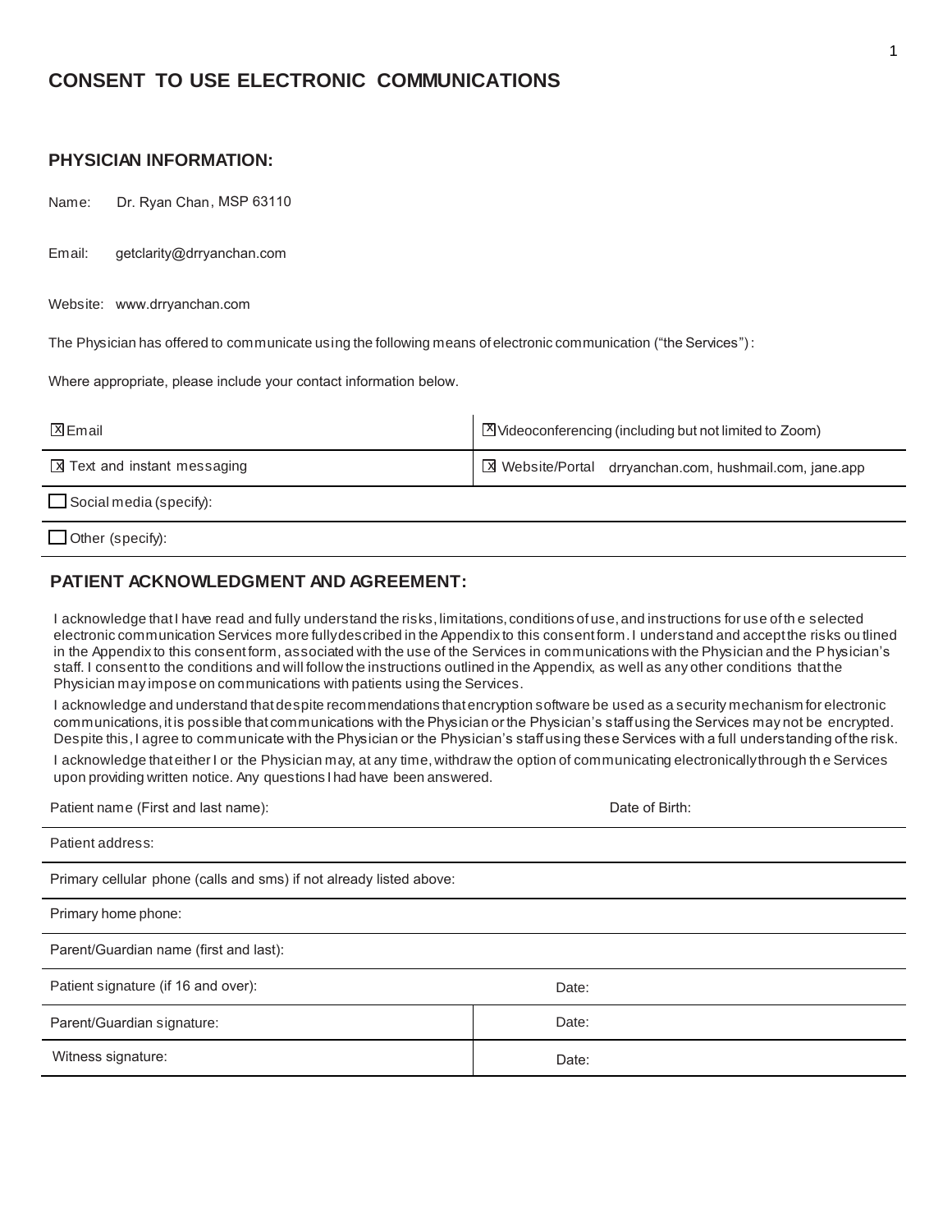# CONSENT TO USE ELECTRONIC COMMUNICATIONS

## PHYSICIAN INFORMATION:

Name: Dr. Ryan Chan, MSP 63110

Email: getclarity@drryanchan.com

Website: www.drryanchan.com

The Physician has offered to communicate using the following means of electronic communication ("the Services"):

Where appropriate, please include your contact information below.

| | |
|---|---|
| ☒ Email | ☒ Videoconferencing (including but not limited to Zoom) |
| ☒ Text and instant messaging | ☒ Website/Portal drryanchan.com, hushmail.com, jane.app |
| ☐ Social media (specify): | |
| ☐ Other (specify): | |

## PATIENT ACKNOWLEDGMENT AND AGREEMENT:

I acknowledge that I have read and fully understand the risks, limitations, conditions of use, and instructions for use of the selected electronic communication Services more fully described in the Appendix to this consent form. I understand and accept the risks outlined in the Appendix to this consent form, associated with the use of the Services in communications with the Physician and the Physician's staff. I consent to the conditions and will follow the instructions outlined in the Appendix, as well as any other conditions that the Physician may impose on communications with patients using the Services.

I acknowledge and understand that despite recommendations that encryption software be used as a security mechanism for electronic communications, it is possible that communications with the Physician or the Physician's staff using the Services may not be encrypted. Despite this, I agree to communicate with the Physician or the Physician's staff using these Services with a full understanding of the risk.

I acknowledge that either I or the Physician may, at any time, withdraw the option of communicating electronically through the Services upon providing written notice. Any questions I had have been answered.

| | |
|---|---|
| Patient name (First and last name): | Date of Birth: |
| Patient address: | |
| Primary cellular phone (calls and sms) if not already listed above: | |
| Primary home phone: | |
| Parent/Guardian name (first and last): | |
| Patient signature (if 16 and over): | Date: |
| Parent/Guardian signature: | Date: |
| Witness signature: | Date: |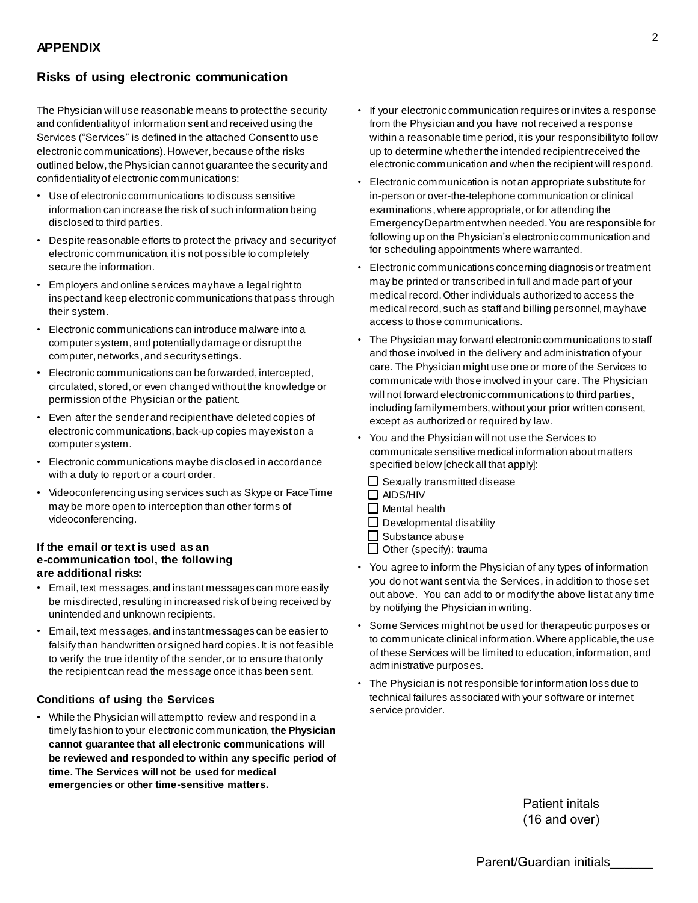## APPENDIX

### Risks of using electronic communication

The Physician will use reasonable means to protect the security and confidentiality of information sent and received using the Services ("Services" is defined in the attached Consent to use electronic communications). However, because of the risks outlined below, the Physician cannot guarantee the security and confidentiality of electronic communications:

- Use of electronic communications to discuss sensitive information can increase the risk of such information being disclosed to third parties.
- Despite reasonable efforts to protect the privacy and security of electronic communication, it is not possible to completely secure the information.
- Employers and online services may have a legal right to inspect and keep electronic communications that pass through their system.
- Electronic communications can introduce malware into a computer system, and potentially damage or disrupt the computer, networks, and security settings.
- Electronic communications can be forwarded, intercepted, circulated, stored, or even changed without the knowledge or permission of the Physician or the patient.
- Even after the sender and recipient have deleted copies of electronic communications, back-up copies may exist on a computer system.
- Electronic communications may be disclosed in accordance with a duty to report or a court order.
- Videoconferencing using services such as Skype or FaceTime may be more open to interception than other forms of videoconferencing.

**If the email or text is used as an e-communication tool, the following are additional risks:**

- Email, text messages, and instant messages can more easily be misdirected, resulting in increased risk of being received by unintended and unknown recipients.
- Email, text messages, and instant messages can be easier to falsify than handwritten or signed hard copies. It is not feasible to verify the true identity of the sender, or to ensure that only the recipient can read the message once it has been sent.

### Conditions of using the Services

- While the Physician will attempt to review and respond in a timely fashion to your electronic communication, **the Physician cannot guarantee that all electronic communications will be reviewed and responded to within any specific period of time. The Services will not be used for medical emergencies or other time-sensitive matters.**
- If your electronic communication requires or invites a response from the Physician and you have not received a response within a reasonable time period, it is your responsibility to follow up to determine whether the intended recipient received the electronic communication and when the recipient will respond.
- Electronic communication is not an appropriate substitute for in-person or over-the-telephone communication or clinical examinations, where appropriate, or for attending the Emergency Department when needed. You are responsible for following up on the Physician's electronic communication and for scheduling appointments where warranted.
- Electronic communications concerning diagnosis or treatment may be printed or transcribed in full and made part of your medical record. Other individuals authorized to access the medical record, such as staff and billing personnel, may have access to those communications.
- The Physician may forward electronic communications to staff and those involved in the delivery and administration of your care. The Physician might use one or more of the Services to communicate with those involved in your care. The Physician will not forward electronic communications to third parties, including family members, without your prior written consent, except as authorized or required by law.
- You and the Physician will not use the Services to communicate sensitive medical information about matters specified below [check all that apply]:
  - ☐ Sexually transmitted disease
  - ☐ AIDS/HIV
  - ☐ Mental health
  - ☐ Developmental disability
  - ☐ Substance abuse
  - ☐ Other (specify): trauma
- You agree to inform the Physician of any types of information you do not want sent via the Services, in addition to those set out above. You can add to or modify the above list at any time by notifying the Physician in writing.
- Some Services might not be used for therapeutic purposes or to communicate clinical information. Where applicable, the use of these Services will be limited to education, information, and administrative purposes.
- The Physician is not responsible for information loss due to technical failures associated with your software or internet service provider.

Patient initals (16 and over)

Parent/Guardian initials______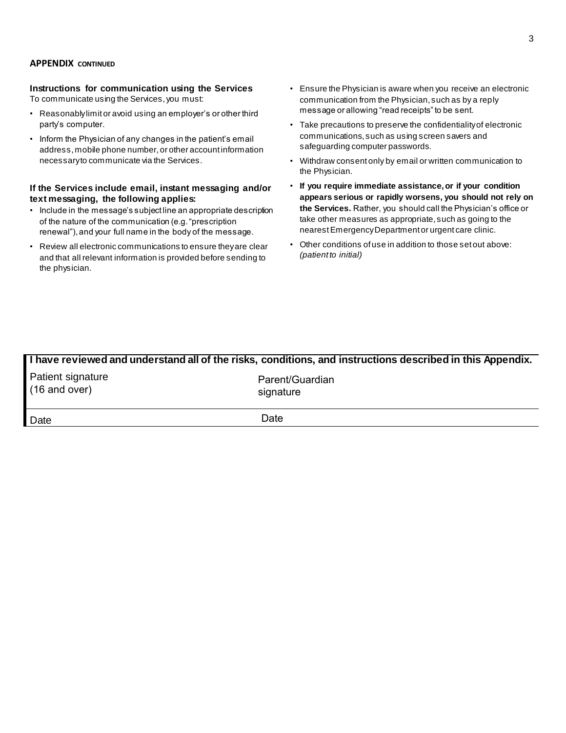**APPENDIX CONTINUED**

**Instructions for communication using the Services**
To communicate using the Services, you must:

- Reasonably limit or avoid using an employer's or other third party's computer.
- Inform the Physician of any changes in the patient's email address, mobile phone number, or other account information necessary to communicate via the Services.

**If the Services include email, instant messaging and/or text messaging, the following applies:**

- Include in the message's subject line an appropriate description of the nature of the communication (e.g. "prescription renewal"), and your full name in the body of the message.
- Review all electronic communications to ensure they are clear and that all relevant information is provided before sending to the physician.
- Ensure the Physician is aware when you receive an electronic communication from the Physician, such as by a reply message or allowing "read receipts" to be sent.
- Take precautions to preserve the confidentiality of electronic communications, such as using screen savers and safeguarding computer passwords.
- Withdraw consent only by email or written communication to the Physician.
- **If you require immediate assistance, or if your condition appears serious or rapidly worsens, you should not rely on the Services.** Rather, you should call the Physician's office or take other measures as appropriate, such as going to the nearest Emergency Department or urgent care clinic.
- Other conditions of use in addition to those set out above: *(patient to initial)*

**I have reviewed and understand all of the risks, conditions, and instructions described in this Appendix.**

| | |
|---|---|
| Patient signature (16 and over) | Parent/Guardian signature |
| Date | Date |